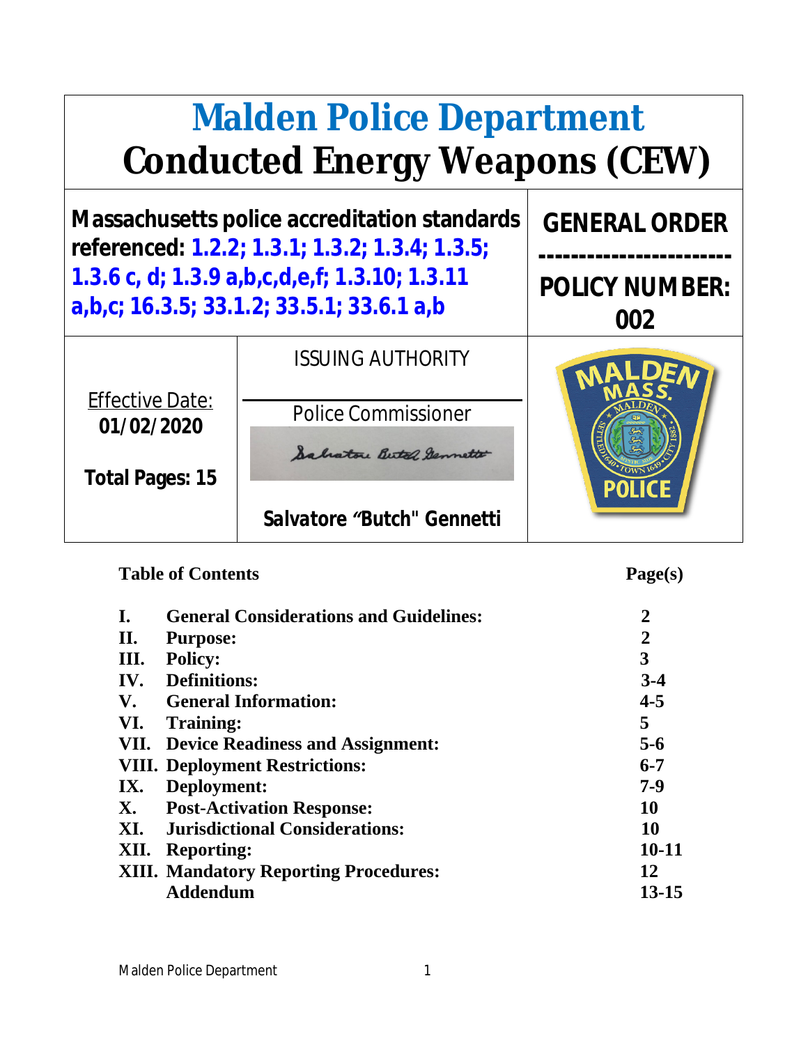# Malden Police Department
# Conducted Energy Weapons (CEW)

| Massachusetts police accreditation standards referenced: 1.2.2; 1.3.1; 1.3.2; 1.3.4; 1.3.5; 1.3.6 c, d; 1.3.9 a,b,c,d,e,f; 1.3.10; 1.3.11 a,b,c; 16.3.5; 33.1.2; 33.5.1; 33.6.1 a,b | | GENERAL ORDER ----------------------- POLICY NUMBER: 002 |
|---|---|---|
| Effective Date: **01/02/2020** **Total Pages: 15** | ISSUING AUTHORITY Police Commissioner **Salvatore "Butch" Gennetti** | |

**Table of Contents** **Page(s)**

| | | |
|---|---|---|
| **I.** | **General Considerations and Guidelines:** | **2** |
| **II.** | **Purpose:** | **2** |
| **III.** | **Policy:** | **3** |
| **IV.** | **Definitions:** | **3-4** |
| **V.** | **General Information:** | **4-5** |
| **VI.** | **Training:** | **5** |
| **VII.** | **Device Readiness and Assignment:** | **5-6** |
| **VIII.** | **Deployment Restrictions:** | **6-7** |
| **IX.** | **Deployment:** | **7-9** |
| **X.** | **Post-Activation Response:** | **10** |
| **XI.** | **Jurisdictional Considerations:** | **10** |
| **XII.** | **Reporting:** | **10-11** |
| **XIII.** | **Mandatory Reporting Procedures:** | **12** |
| | **Addendum** | **13-15** |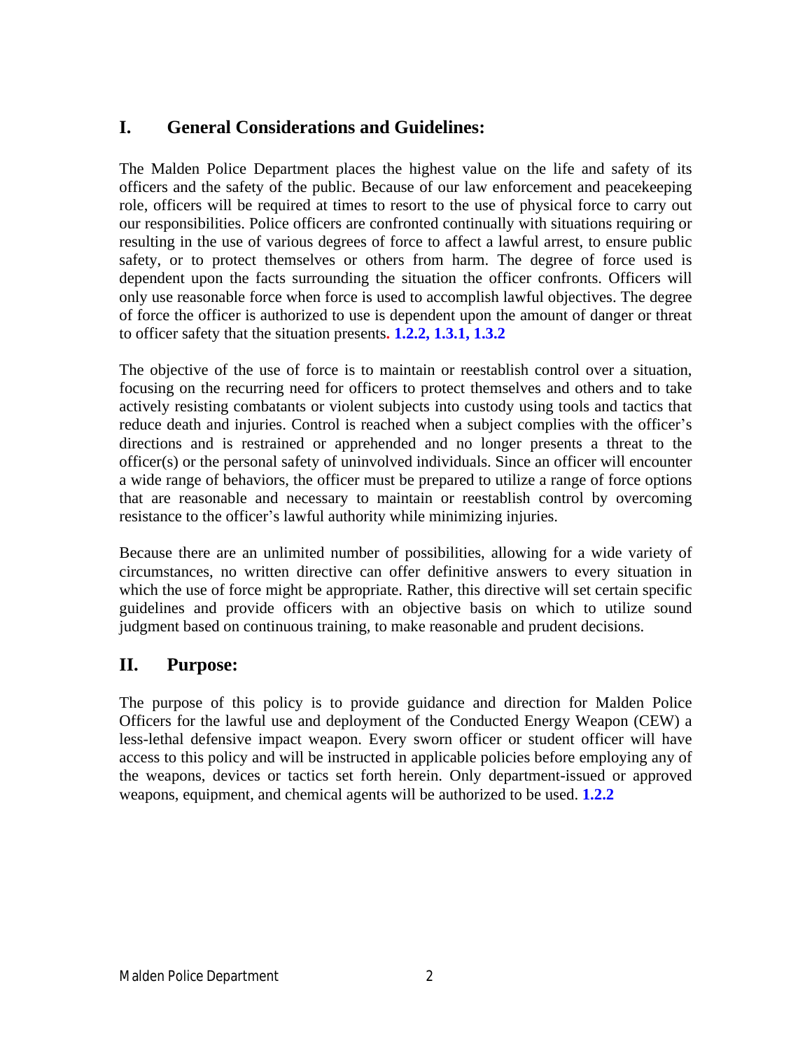## I. General Considerations and Guidelines:

The Malden Police Department places the highest value on the life and safety of its officers and the safety of the public. Because of our law enforcement and peacekeeping role, officers will be required at times to resort to the use of physical force to carry out our responsibilities. Police officers are confronted continually with situations requiring or resulting in the use of various degrees of force to affect a lawful arrest, to ensure public safety, or to protect themselves or others from harm. The degree of force used is dependent upon the facts surrounding the situation the officer confronts. Officers will only use reasonable force when force is used to accomplish lawful objectives. The degree of force the officer is authorized to use is dependent upon the amount of danger or threat to officer safety that the situation presents. **1.2.2, 1.3.1, 1.3.2**

The objective of the use of force is to maintain or reestablish control over a situation, focusing on the recurring need for officers to protect themselves and others and to take actively resisting combatants or violent subjects into custody using tools and tactics that reduce death and injuries. Control is reached when a subject complies with the officer's directions and is restrained or apprehended and no longer presents a threat to the officer(s) or the personal safety of uninvolved individuals. Since an officer will encounter a wide range of behaviors, the officer must be prepared to utilize a range of force options that are reasonable and necessary to maintain or reestablish control by overcoming resistance to the officer's lawful authority while minimizing injuries.

Because there are an unlimited number of possibilities, allowing for a wide variety of circumstances, no written directive can offer definitive answers to every situation in which the use of force might be appropriate. Rather, this directive will set certain specific guidelines and provide officers with an objective basis on which to utilize sound judgment based on continuous training, to make reasonable and prudent decisions.

## II. Purpose:

The purpose of this policy is to provide guidance and direction for Malden Police Officers for the lawful use and deployment of the Conducted Energy Weapon (CEW) a less-lethal defensive impact weapon. Every sworn officer or student officer will have access to this policy and will be instructed in applicable policies before employing any of the weapons, devices or tactics set forth herein. Only department-issued or approved weapons, equipment, and chemical agents will be authorized to be used. **1.2.2**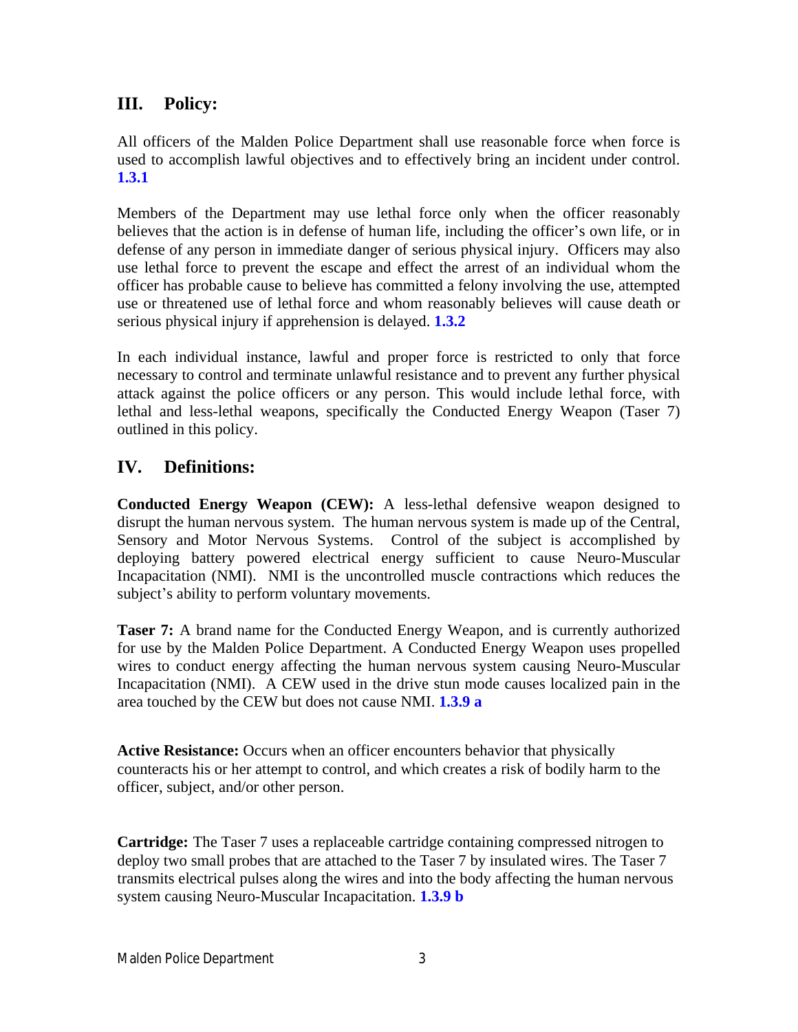## III. Policy:

All officers of the Malden Police Department shall use reasonable force when force is used to accomplish lawful objectives and to effectively bring an incident under control. **1.3.1**

Members of the Department may use lethal force only when the officer reasonably believes that the action is in defense of human life, including the officer's own life, or in defense of any person in immediate danger of serious physical injury. Officers may also use lethal force to prevent the escape and effect the arrest of an individual whom the officer has probable cause to believe has committed a felony involving the use, attempted use or threatened use of lethal force and whom reasonably believes will cause death or serious physical injury if apprehension is delayed. **1.3.2**

In each individual instance, lawful and proper force is restricted to only that force necessary to control and terminate unlawful resistance and to prevent any further physical attack against the police officers or any person. This would include lethal force, with lethal and less-lethal weapons, specifically the Conducted Energy Weapon (Taser 7) outlined in this policy.

## IV. Definitions:

**Conducted Energy Weapon (CEW):** A less-lethal defensive weapon designed to disrupt the human nervous system. The human nervous system is made up of the Central, Sensory and Motor Nervous Systems. Control of the subject is accomplished by deploying battery powered electrical energy sufficient to cause Neuro-Muscular Incapacitation (NMI). NMI is the uncontrolled muscle contractions which reduces the subject's ability to perform voluntary movements.

**Taser 7:** A brand name for the Conducted Energy Weapon, and is currently authorized for use by the Malden Police Department. A Conducted Energy Weapon uses propelled wires to conduct energy affecting the human nervous system causing Neuro-Muscular Incapacitation (NMI). A CEW used in the drive stun mode causes localized pain in the area touched by the CEW but does not cause NMI. **1.3.9 a**

**Active Resistance:** Occurs when an officer encounters behavior that physically counteracts his or her attempt to control, and which creates a risk of bodily harm to the officer, subject, and/or other person.

**Cartridge:** The Taser 7 uses a replaceable cartridge containing compressed nitrogen to deploy two small probes that are attached to the Taser 7 by insulated wires. The Taser 7 transmits electrical pulses along the wires and into the body affecting the human nervous system causing Neuro-Muscular Incapacitation. **1.3.9 b**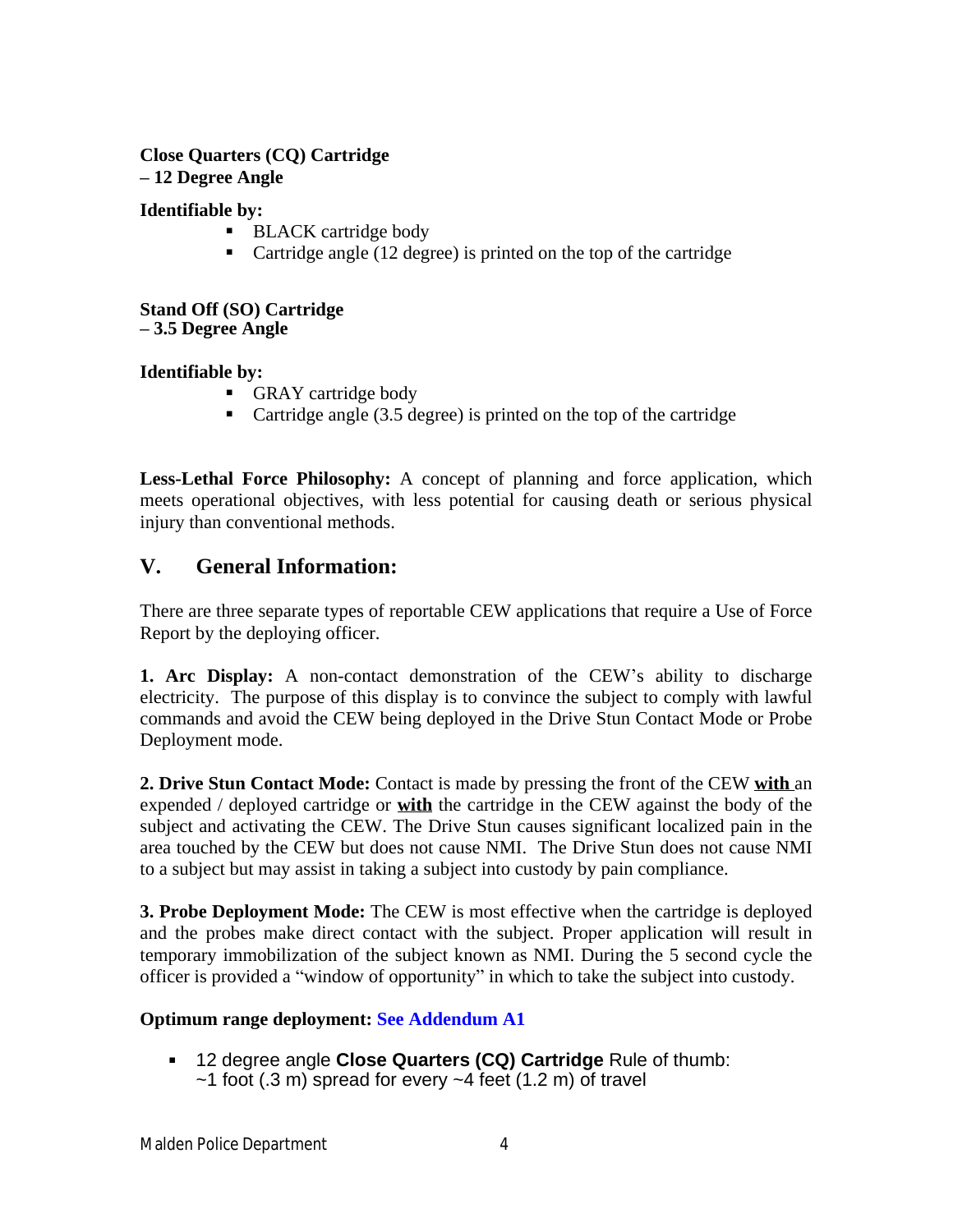**Close Quarters (CQ) Cartridge**
**– 12 Degree Angle**

**Identifiable by:**

- BLACK cartridge body
- Cartridge angle (12 degree) is printed on the top of the cartridge

**Stand Off (SO) Cartridge**
**– 3.5 Degree Angle**

**Identifiable by:**

- GRAY cartridge body
- Cartridge angle (3.5 degree) is printed on the top of the cartridge

**Less-Lethal Force Philosophy:** A concept of planning and force application, which meets operational objectives, with less potential for causing death or serious physical injury than conventional methods.

## V. General Information:

There are three separate types of reportable CEW applications that require a Use of Force Report by the deploying officer.

**1. Arc Display:** A non-contact demonstration of the CEW's ability to discharge electricity. The purpose of this display is to convince the subject to comply with lawful commands and avoid the CEW being deployed in the Drive Stun Contact Mode or Probe Deployment mode.

**2. Drive Stun Contact Mode:** Contact is made by pressing the front of the CEW **<u>with</u>** an expended / deployed cartridge or **<u>with</u>** the cartridge in the CEW against the body of the subject and activating the CEW. The Drive Stun causes significant localized pain in the area touched by the CEW but does not cause NMI. The Drive Stun does not cause NMI to a subject but may assist in taking a subject into custody by pain compliance.

**3. Probe Deployment Mode:** The CEW is most effective when the cartridge is deployed and the probes make direct contact with the subject. Proper application will result in temporary immobilization of the subject known as NMI. During the 5 second cycle the officer is provided a "window of opportunity" in which to take the subject into custody.

**Optimum range deployment: See Addendum A1**

- 12 degree angle **Close Quarters (CQ) Cartridge** Rule of thumb: ~1 foot (.3 m) spread for every ~4 feet (1.2 m) of travel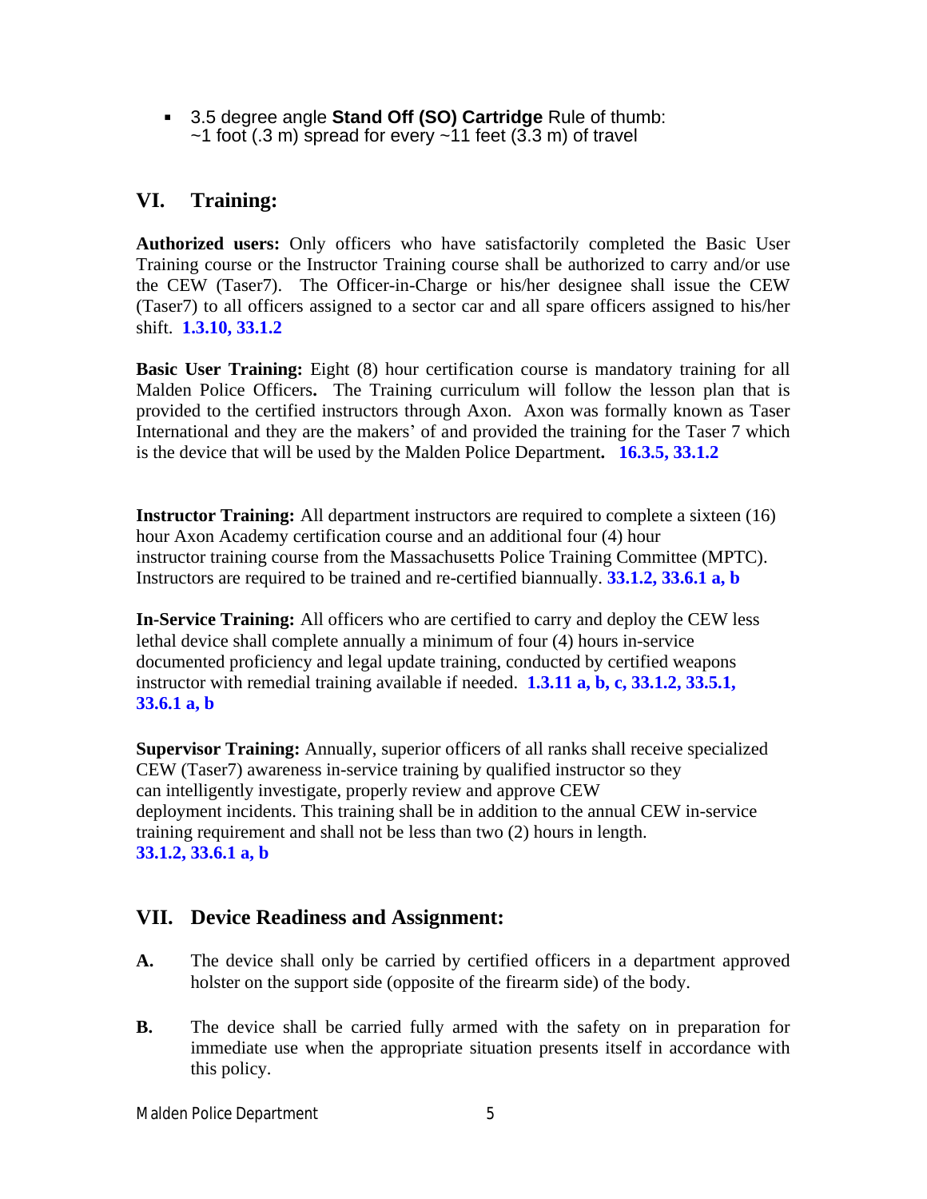- 3.5 degree angle **Stand Off (SO) Cartridge** Rule of thumb: ~1 foot (.3 m) spread for every ~11 feet (3.3 m) of travel

## VI. Training:

**Authorized users:** Only officers who have satisfactorily completed the Basic User Training course or the Instructor Training course shall be authorized to carry and/or use the CEW (Taser7). The Officer-in-Charge or his/her designee shall issue the CEW (Taser7) to all officers assigned to a sector car and all spare officers assigned to his/her shift. **1.3.10, 33.1.2**

**Basic User Training:** Eight (8) hour certification course is mandatory training for all Malden Police Officers**.** The Training curriculum will follow the lesson plan that is provided to the certified instructors through Axon. Axon was formally known as Taser International and they are the makers' of and provided the training for the Taser 7 which is the device that will be used by the Malden Police Department**. 16.3.5, 33.1.2**

**Instructor Training:** All department instructors are required to complete a sixteen (16) hour Axon Academy certification course and an additional four (4) hour instructor training course from the Massachusetts Police Training Committee (MPTC). Instructors are required to be trained and re-certified biannually. **33.1.2, 33.6.1 a, b**

**In-Service Training:** All officers who are certified to carry and deploy the CEW less lethal device shall complete annually a minimum of four (4) hours in-service documented proficiency and legal update training, conducted by certified weapons instructor with remedial training available if needed. **1.3.11 a, b, c, 33.1.2, 33.5.1, 33.6.1 a, b**

**Supervisor Training:** Annually, superior officers of all ranks shall receive specialized CEW (Taser7) awareness in-service training by qualified instructor so they can intelligently investigate, properly review and approve CEW deployment incidents. This training shall be in addition to the annual CEW in-service training requirement and shall not be less than two (2) hours in length. **33.1.2, 33.6.1 a, b**

## VII. Device Readiness and Assignment:

**A.** The device shall only be carried by certified officers in a department approved holster on the support side (opposite of the firearm side) of the body.

**B.** The device shall be carried fully armed with the safety on in preparation for immediate use when the appropriate situation presents itself in accordance with this policy.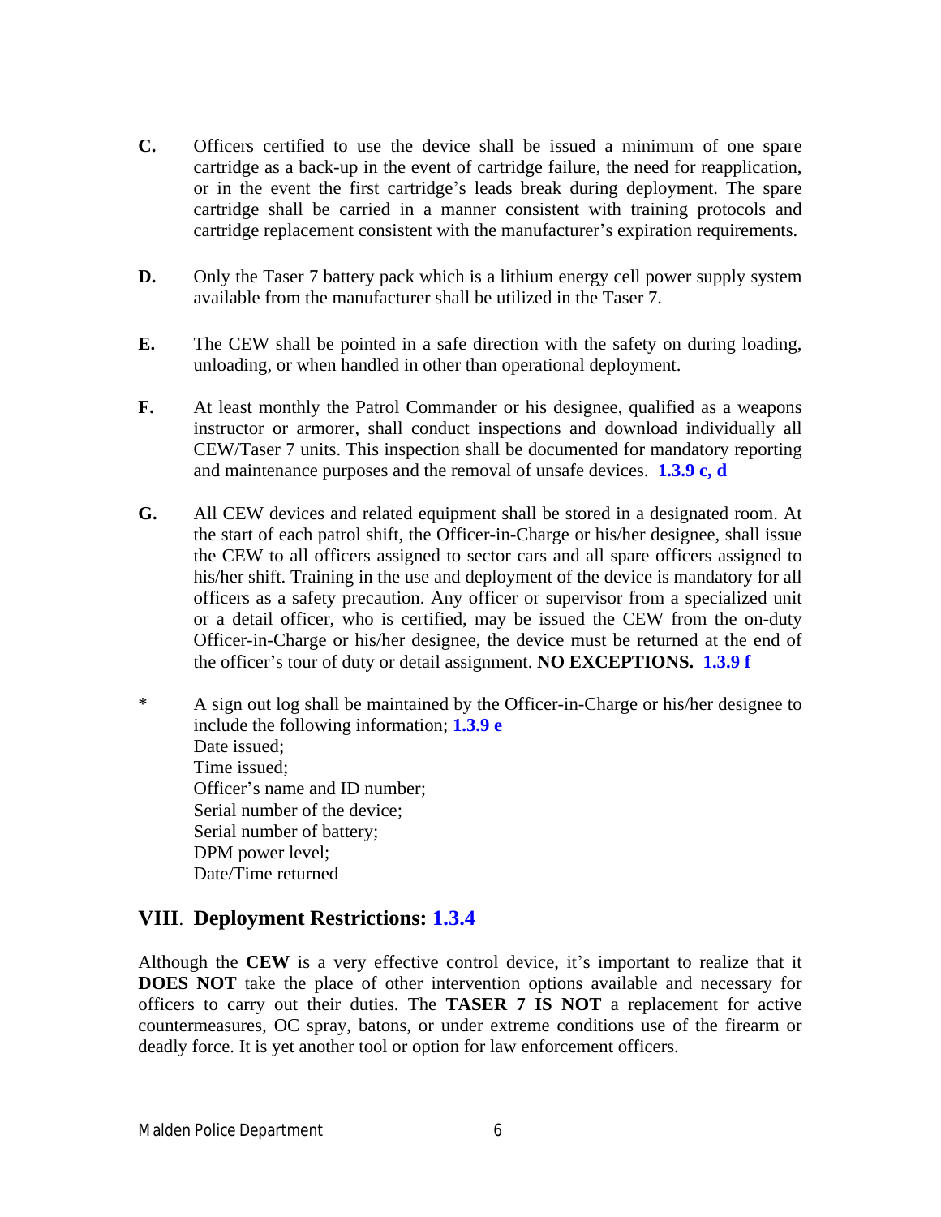**C.** Officers certified to use the device shall be issued a minimum of one spare cartridge as a back-up in the event of cartridge failure, the need for reapplication, or in the event the first cartridge's leads break during deployment. The spare cartridge shall be carried in a manner consistent with training protocols and cartridge replacement consistent with the manufacturer's expiration requirements.

**D.** Only the Taser 7 battery pack which is a lithium energy cell power supply system available from the manufacturer shall be utilized in the Taser 7.

**E.** The CEW shall be pointed in a safe direction with the safety on during loading, unloading, or when handled in other than operational deployment.

**F.** At least monthly the Patrol Commander or his designee, qualified as a weapons instructor or armorer, shall conduct inspections and download individually all CEW/Taser 7 units. This inspection shall be documented for mandatory reporting and maintenance purposes and the removal of unsafe devices. **1.3.9 c, d**

**G.** All CEW devices and related equipment shall be stored in a designated room. At the start of each patrol shift, the Officer-in-Charge or his/her designee, shall issue the CEW to all officers assigned to sector cars and all spare officers assigned to his/her shift. Training in the use and deployment of the device is mandatory for all officers as a safety precaution. Any officer or supervisor from a specialized unit or a detail officer, who is certified, may be issued the CEW from the on-duty Officer-in-Charge or his/her designee, the device must be returned at the end of the officer's tour of duty or detail assignment. **<u>NO</u> <u>EXCEPTIONS.</u>** **1.3.9 f**

\* A sign out log shall be maintained by the Officer-in-Charge or his/her designee to include the following information; **1.3.9 e**
Date issued;
Time issued;
Officer's name and ID number;
Serial number of the device;
Serial number of battery;
DPM power level;
Date/Time returned

## VIII. Deployment Restrictions: 1.3.4

Although the **CEW** is a very effective control device, it's important to realize that it **DOES NOT** take the place of other intervention options available and necessary for officers to carry out their duties. The **TASER 7 IS NOT** a replacement for active countermeasures, OC spray, batons, or under extreme conditions use of the firearm or deadly force. It is yet another tool or option for law enforcement officers.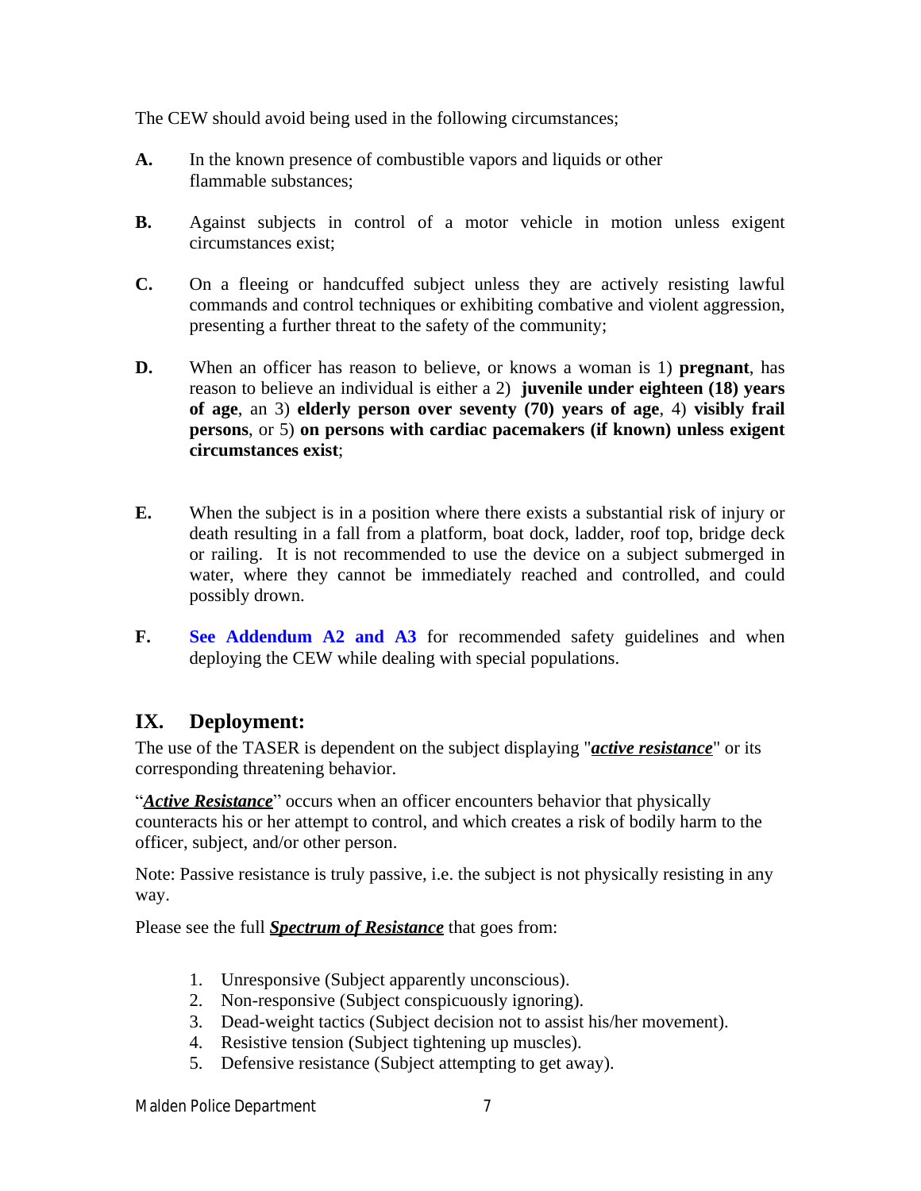The CEW should avoid being used in the following circumstances;

**A.** In the known presence of combustible vapors and liquids or other flammable substances;

**B.** Against subjects in control of a motor vehicle in motion unless exigent circumstances exist;

**C.** On a fleeing or handcuffed subject unless they are actively resisting lawful commands and control techniques or exhibiting combative and violent aggression, presenting a further threat to the safety of the community;

**D.** When an officer has reason to believe, or knows a woman is 1) **pregnant**, has reason to believe an individual is either a 2) **juvenile under eighteen (18) years of age**, an 3) **elderly person over seventy (70) years of age**, 4) **visibly frail persons**, or 5) **on persons with cardiac pacemakers (if known) unless exigent circumstances exist**;

**E.** When the subject is in a position where there exists a substantial risk of injury or death resulting in a fall from a platform, boat dock, ladder, roof top, bridge deck or railing. It is not recommended to use the device on a subject submerged in water, where they cannot be immediately reached and controlled, and could possibly drown.

**F.** **See Addendum A2 and A3** for recommended safety guidelines and when deploying the CEW while dealing with special populations.

## IX. Deployment:

The use of the TASER is dependent on the subject displaying "***active resistance***" or its corresponding threatening behavior.

"***Active Resistance***" occurs when an officer encounters behavior that physically counteracts his or her attempt to control, and which creates a risk of bodily harm to the officer, subject, and/or other person.

Note: Passive resistance is truly passive, i.e. the subject is not physically resisting in any way.

Please see the full ***Spectrum of Resistance*** that goes from:

1. Unresponsive (Subject apparently unconscious).
2. Non-responsive (Subject conspicuously ignoring).
3. Dead-weight tactics (Subject decision not to assist his/her movement).
4. Resistive tension (Subject tightening up muscles).
5. Defensive resistance (Subject attempting to get away).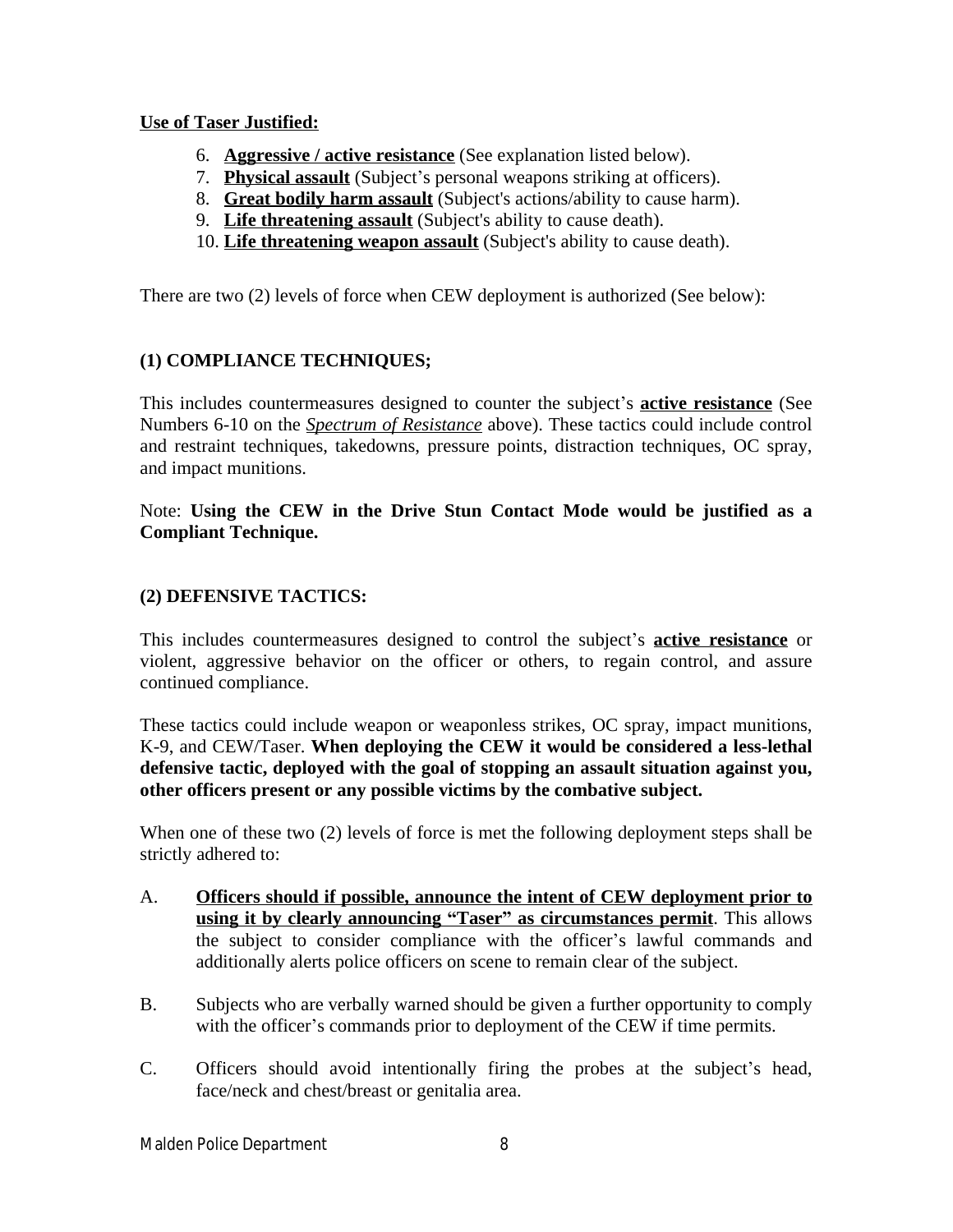**Use of Taser Justified:**

6. **Aggressive / active resistance** (See explanation listed below).
7. **Physical assault** (Subject's personal weapons striking at officers).
8. **Great bodily harm assault** (Subject's actions/ability to cause harm).
9. **Life threatening assault** (Subject's ability to cause death).
10. **Life threatening weapon assault** (Subject's ability to cause death).

There are two (2) levels of force when CEW deployment is authorized (See below):

**(1) COMPLIANCE TECHNIQUES;**

This includes countermeasures designed to counter the subject's **active resistance** (See Numbers 6-10 on the ***Spectrum of Resistance*** above). These tactics could include control and restraint techniques, takedowns, pressure points, distraction techniques, OC spray, and impact munitions.

Note: **Using the CEW in the Drive Stun Contact Mode would be justified as a Compliant Technique.**

**(2) DEFENSIVE TACTICS:**

This includes countermeasures designed to control the subject's **active resistance** or violent, aggressive behavior on the officer or others, to regain control, and assure continued compliance.

These tactics could include weapon or weaponless strikes, OC spray, impact munitions, K-9, and CEW/Taser. **When deploying the CEW it would be considered a less-lethal defensive tactic, deployed with the goal of stopping an assault situation against you, other officers present or any possible victims by the combative subject.**

When one of these two (2) levels of force is met the following deployment steps shall be strictly adhered to:

A. **Officers should if possible, announce the intent of CEW deployment prior to using it by clearly announcing "Taser" as circumstances permit**. This allows the subject to consider compliance with the officer's lawful commands and additionally alerts police officers on scene to remain clear of the subject.

B. Subjects who are verbally warned should be given a further opportunity to comply with the officer's commands prior to deployment of the CEW if time permits.

C. Officers should avoid intentionally firing the probes at the subject's head, face/neck and chest/breast or genitalia area.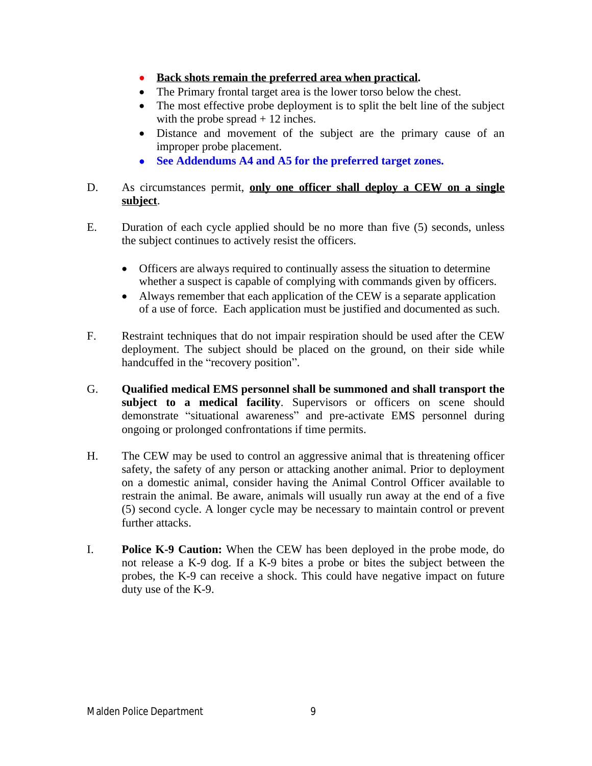- **<u>Back shots remain the preferred area when practical</u>.**
- The Primary frontal target area is the lower torso below the chest.
- The most effective probe deployment is to split the belt line of the subject with the probe spread + 12 inches.
- Distance and movement of the subject are the primary cause of an improper probe placement.
- **See Addendums A4 and A5 for the preferred target zones.**

D. As circumstances permit, **<u>only one officer shall deploy a CEW on a single subject</u>**.

E. Duration of each cycle applied should be no more than five (5) seconds, unless the subject continues to actively resist the officers.

- Officers are always required to continually assess the situation to determine whether a suspect is capable of complying with commands given by officers.
- Always remember that each application of the CEW is a separate application of a use of force. Each application must be justified and documented as such.

F. Restraint techniques that do not impair respiration should be used after the CEW deployment. The subject should be placed on the ground, on their side while handcuffed in the "recovery position".

G. **Qualified medical EMS personnel shall be summoned and shall transport the subject to a medical facility**. Supervisors or officers on scene should demonstrate "situational awareness" and pre-activate EMS personnel during ongoing or prolonged confrontations if time permits.

H. The CEW may be used to control an aggressive animal that is threatening officer safety, the safety of any person or attacking another animal. Prior to deployment on a domestic animal, consider having the Animal Control Officer available to restrain the animal. Be aware, animals will usually run away at the end of a five (5) second cycle. A longer cycle may be necessary to maintain control or prevent further attacks.

I. **Police K-9 Caution:** When the CEW has been deployed in the probe mode, do not release a K-9 dog. If a K-9 bites a probe or bites the subject between the probes, the K-9 can receive a shock. This could have negative impact on future duty use of the K-9.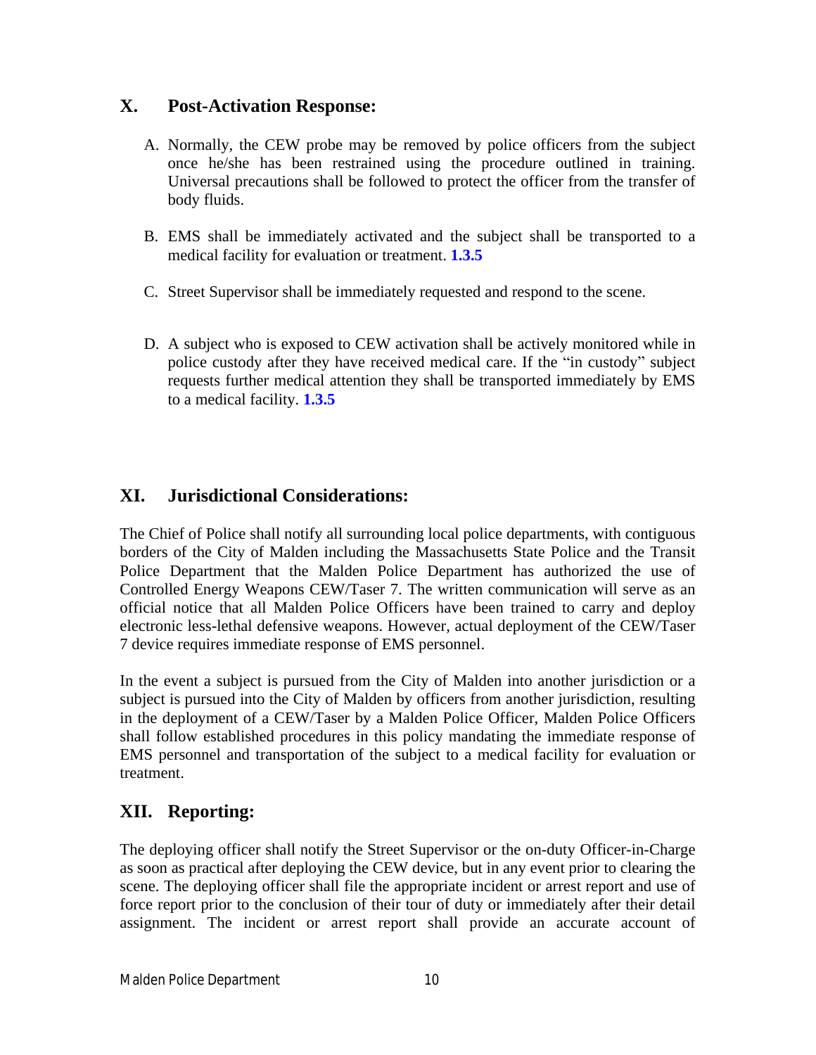## X. Post-Activation Response:

A. Normally, the CEW probe may be removed by police officers from the subject once he/she has been restrained using the procedure outlined in training. Universal precautions shall be followed to protect the officer from the transfer of body fluids.

B. EMS shall be immediately activated and the subject shall be transported to a medical facility for evaluation or treatment. **1.3.5**

C. Street Supervisor shall be immediately requested and respond to the scene.

D. A subject who is exposed to CEW activation shall be actively monitored while in police custody after they have received medical care. If the "in custody" subject requests further medical attention they shall be transported immediately by EMS to a medical facility. **1.3.5**

## XI. Jurisdictional Considerations:

The Chief of Police shall notify all surrounding local police departments, with contiguous borders of the City of Malden including the Massachusetts State Police and the Transit Police Department that the Malden Police Department has authorized the use of Controlled Energy Weapons CEW/Taser 7. The written communication will serve as an official notice that all Malden Police Officers have been trained to carry and deploy electronic less-lethal defensive weapons. However, actual deployment of the CEW/Taser 7 device requires immediate response of EMS personnel.

In the event a subject is pursued from the City of Malden into another jurisdiction or a subject is pursued into the City of Malden by officers from another jurisdiction, resulting in the deployment of a CEW/Taser by a Malden Police Officer, Malden Police Officers shall follow established procedures in this policy mandating the immediate response of EMS personnel and transportation of the subject to a medical facility for evaluation or treatment.

## XII. Reporting:

The deploying officer shall notify the Street Supervisor or the on-duty Officer-in-Charge as soon as practical after deploying the CEW device, but in any event prior to clearing the scene. The deploying officer shall file the appropriate incident or arrest report and use of force report prior to the conclusion of their tour of duty or immediately after their detail assignment. The incident or arrest report shall provide an accurate account of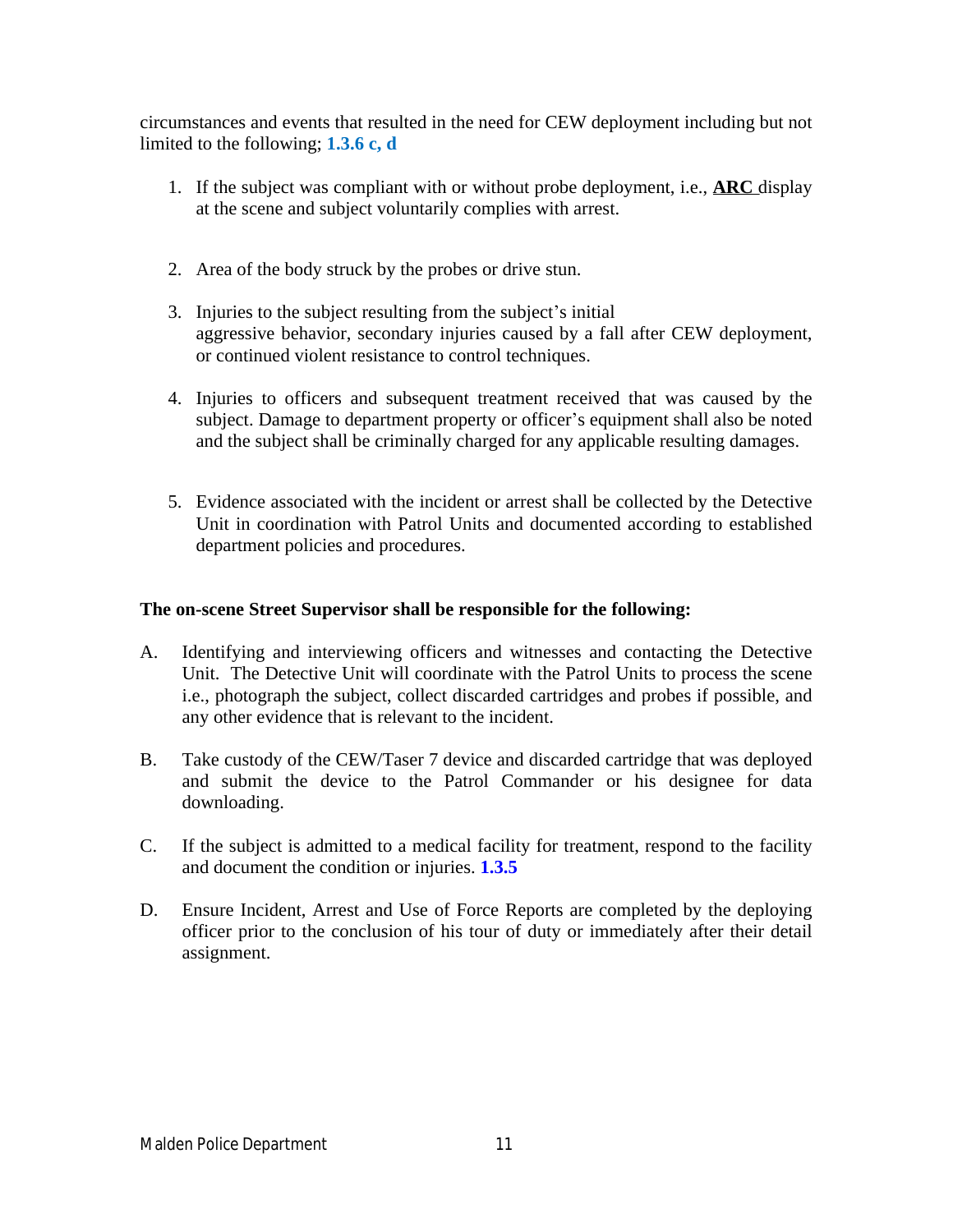circumstances and events that resulted in the need for CEW deployment including but not limited to the following; **1.3.6 c, d**

1. If the subject was compliant with or without probe deployment, i.e., **ARC** display at the scene and subject voluntarily complies with arrest.

2. Area of the body struck by the probes or drive stun.

3. Injuries to the subject resulting from the subject's initial aggressive behavior, secondary injuries caused by a fall after CEW deployment, or continued violent resistance to control techniques.

4. Injuries to officers and subsequent treatment received that was caused by the subject. Damage to department property or officer's equipment shall also be noted and the subject shall be criminally charged for any applicable resulting damages.

5. Evidence associated with the incident or arrest shall be collected by the Detective Unit in coordination with Patrol Units and documented according to established department policies and procedures.

**The on-scene Street Supervisor shall be responsible for the following:**

A. Identifying and interviewing officers and witnesses and contacting the Detective Unit. The Detective Unit will coordinate with the Patrol Units to process the scene i.e., photograph the subject, collect discarded cartridges and probes if possible, and any other evidence that is relevant to the incident.

B. Take custody of the CEW/Taser 7 device and discarded cartridge that was deployed and submit the device to the Patrol Commander or his designee for data downloading.

C. If the subject is admitted to a medical facility for treatment, respond to the facility and document the condition or injuries. **1.3.5**

D. Ensure Incident, Arrest and Use of Force Reports are completed by the deploying officer prior to the conclusion of his tour of duty or immediately after their detail assignment.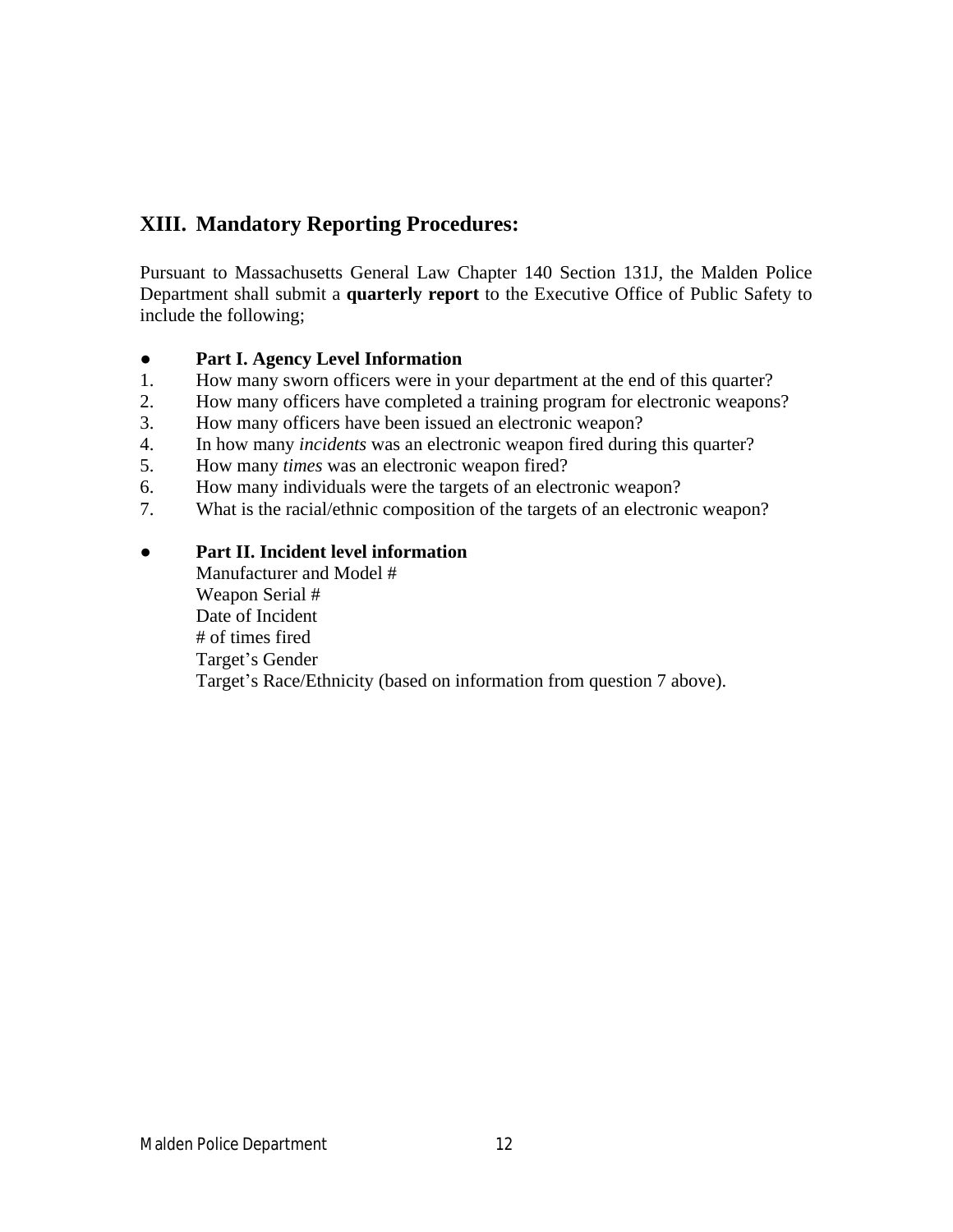## XIII. Mandatory Reporting Procedures:

Pursuant to Massachusetts General Law Chapter 140 Section 131J, the Malden Police Department shall submit a **quarterly report** to the Executive Office of Public Safety to include the following;

- **Part I. Agency Level Information**

1. How many sworn officers were in your department at the end of this quarter?
2. How many officers have completed a training program for electronic weapons?
3. How many officers have been issued an electronic weapon?
4. In how many *incidents* was an electronic weapon fired during this quarter?
5. How many *times* was an electronic weapon fired?
6. How many individuals were the targets of an electronic weapon?
7. What is the racial/ethnic composition of the targets of an electronic weapon?

- **Part II. Incident level information**
  
  Manufacturer and Model #  
  Weapon Serial #  
  Date of Incident  
  # of times fired  
  Target's Gender  
  Target's Race/Ethnicity (based on information from question 7 above).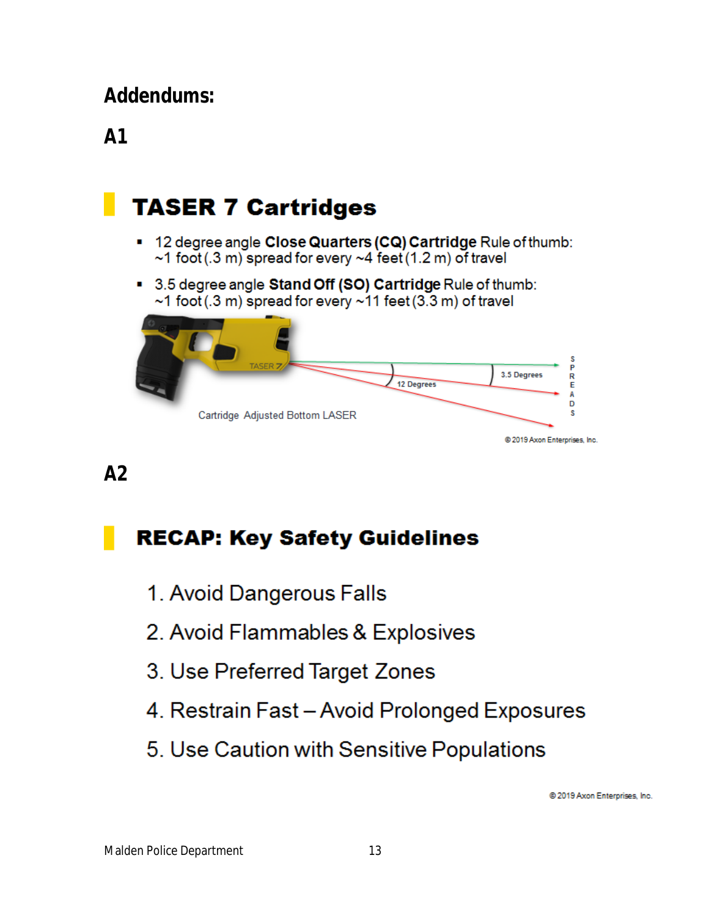## Addendums:

### A1

## TASER 7 Cartridges

- 12 degree angle **Close Quarters (CQ) Cartridge** Rule of thumb: ~1 foot (.3 m) spread for every ~4 feet (1.2 m) of travel
- 3.5 degree angle **Stand Off (SO) Cartridge** Rule of thumb: ~1 foot (.3 m) spread for every ~11 feet (3.3 m) of travel

12 Degrees

3.5 Degrees

SPREADS

Cartridge Adjusted Bottom LASER

© 2019 Axon Enterprises, Inc.

### A2

## RECAP: Key Safety Guidelines

1. Avoid Dangerous Falls
2. Avoid Flammables & Explosives
3. Use Preferred Target Zones
4. Restrain Fast – Avoid Prolonged Exposures
5. Use Caution with Sensitive Populations

© 2019 Axon Enterprises, Inc.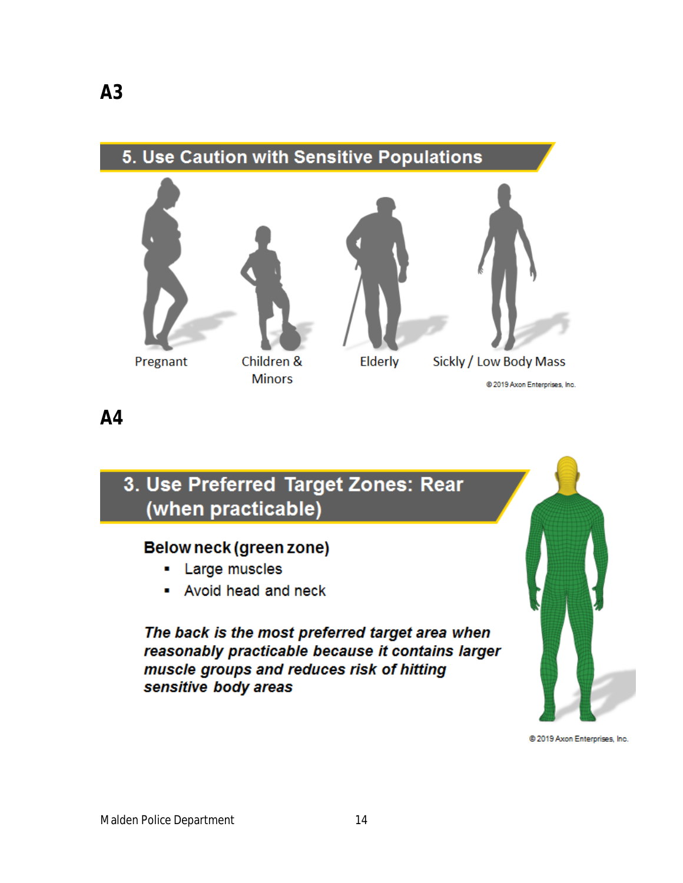**A3**

## 5. Use Caution with Sensitive Populations

Pregnant

Children & Minors

Elderly

Sickly / Low Body Mass

© 2019 Axon Enterprises, Inc.

**A4**

## 3. Use Preferred Target Zones: Rear (when practicable)

**Below neck (green zone)**

- Large muscles
- Avoid head and neck

***The back is the most preferred target area when reasonably practicable because it contains larger muscle groups and reduces risk of hitting sensitive body areas***

© 2019 Axon Enterprises, Inc.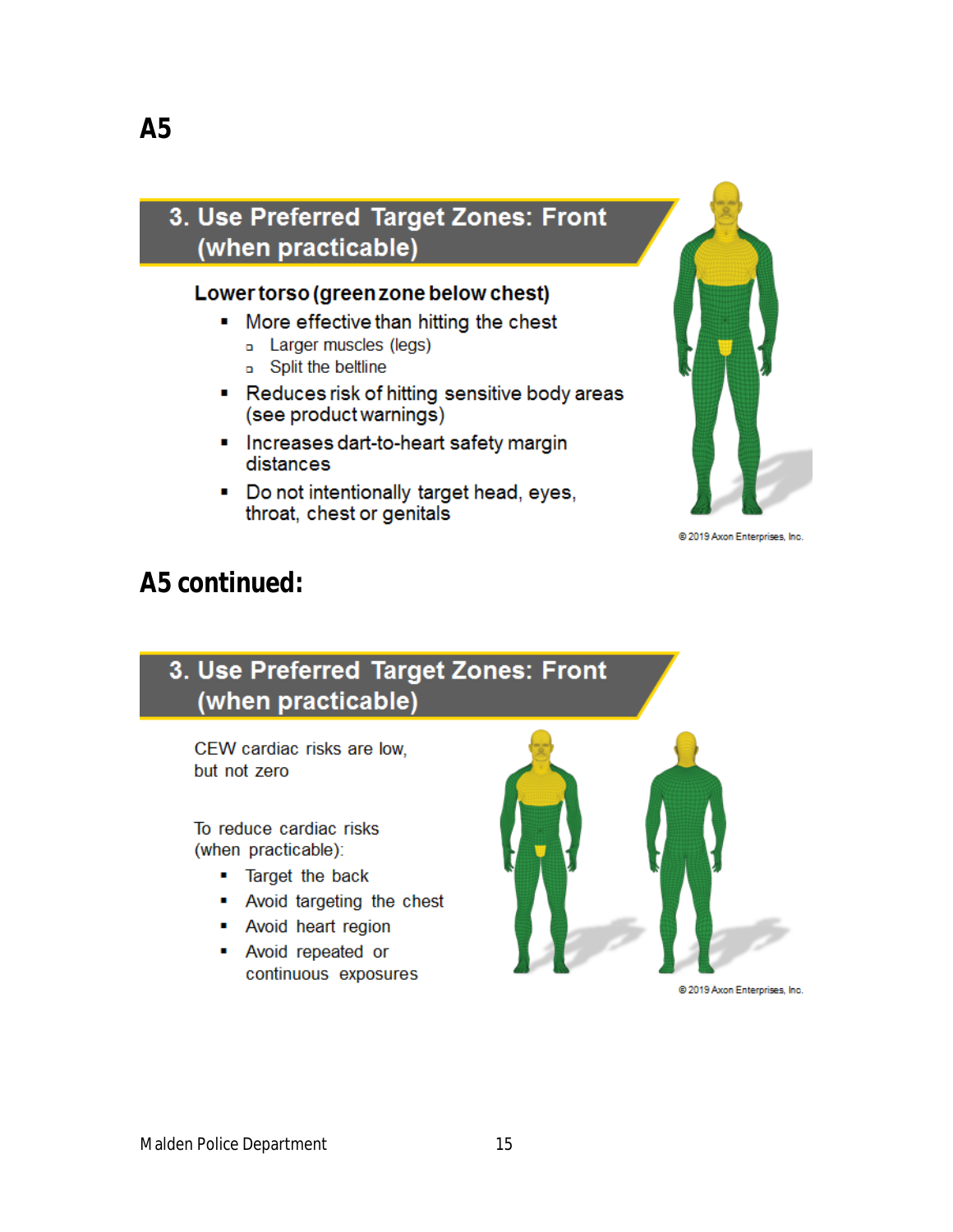# A5

## 3. Use Preferred Target Zones: Front (when practicable)

**Lower torso (green zone below chest)**

- More effective than hitting the chest
  - Larger muscles (legs)
  - Split the beltline
- Reduces risk of hitting sensitive body areas (see product warnings)
- Increases dart-to-heart safety margin distances
- Do not intentionally target head, eyes, throat, chest or genitals

© 2019 Axon Enterprises, Inc.

# A5 continued:

## 3. Use Preferred Target Zones: Front (when practicable)

CEW cardiac risks are low, but not zero

To reduce cardiac risks (when practicable):

- Target the back
- Avoid targeting the chest
- Avoid heart region
- Avoid repeated or continuous exposures

© 2019 Axon Enterprises, Inc.